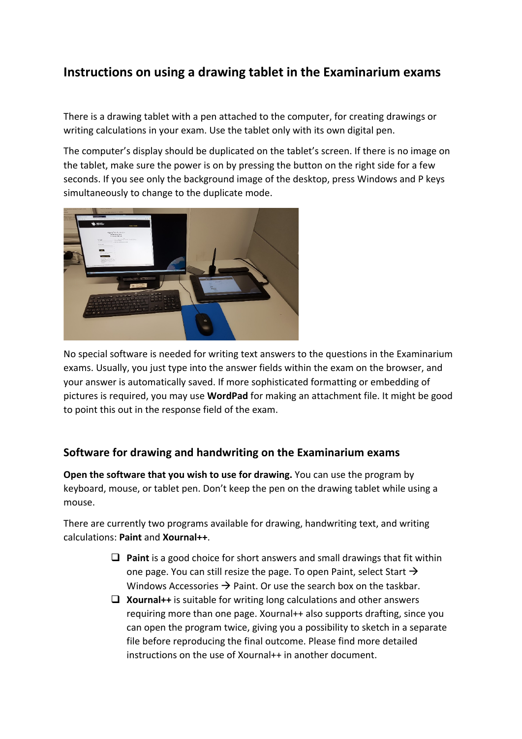## Instructions on using a drawing tablet in the Examinarium exams

There is a drawing tablet with a pen attached to the computer, for creating drawings or writing calculations in your exam. Use the tablet only with its own digital pen.

The computer's display should be duplicated on the tablet's screen. If there is no image on the tablet, make sure the power is on by pressing the button on the right side for a few seconds. If you see only the background image of the desktop, press Windows and P keys simultaneously to change to the duplicate mode.

No special software is needed for writing text answers to the questions in the Examinarium exams. Usually, you just type into the answer fields within the exam on the browser, and your answer is automatically saved. If more sophisticated formatting or embedding of pictures is required, you may use **WordPad** for making an attachment file. It might be good to point this out in the response field of the exam.

### Software for drawing and handwriting on the Examinarium exams

**Open the software that you wish to use for drawing.** You can use the program by keyboard, mouse, or tablet pen. Don't keep the pen on the drawing tablet while using a mouse.

There are currently two programs available for drawing, handwriting text, and writing calculations: **Paint** and **Xournal++**.

- **Paint** is a good choice for short answers and small drawings that fit within one page. You can still resize the page. To open Paint, select Start → Windows Accessories → Paint. Or use the search box on the taskbar.
- **Xournal++** is suitable for writing long calculations and other answers requiring more than one page. Xournal++ also supports drafting, since you can open the program twice, giving you a possibility to sketch in a separate file before reproducing the final outcome. Please find more detailed instructions on the use of Xournal++ in another document.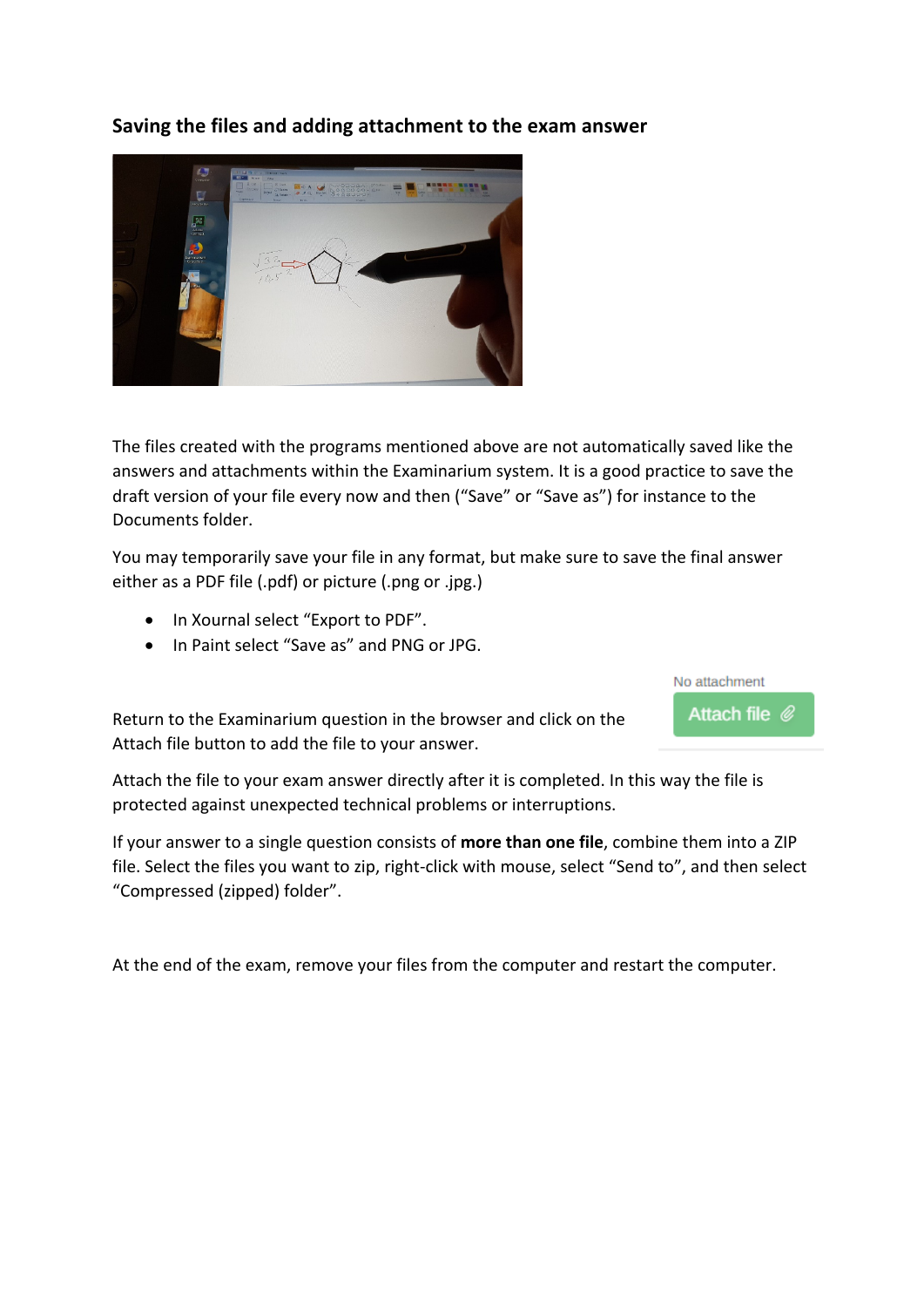## Saving the files and adding attachment to the exam answer

The files created with the programs mentioned above are not automatically saved like the answers and attachments within the Examinarium system. It is a good practice to save the draft version of your file every now and then ("Save" or "Save as") for instance to the Documents folder.

You may temporarily save your file in any format, but make sure to save the final answer either as a PDF file (.pdf) or picture (.png or .jpg.)

- In Xournal select "Export to PDF".
- In Paint select "Save as" and PNG or JPG.

No attachment

Attach file

Return to the Examinarium question in the browser and click on the Attach file button to add the file to your answer.

Attach the file to your exam answer directly after it is completed. In this way the file is protected against unexpected technical problems or interruptions.

If your answer to a single question consists of **more than one file**, combine them into a ZIP file. Select the files you want to zip, right-click with mouse, select "Send to", and then select "Compressed (zipped) folder".

At the end of the exam, remove your files from the computer and restart the computer.